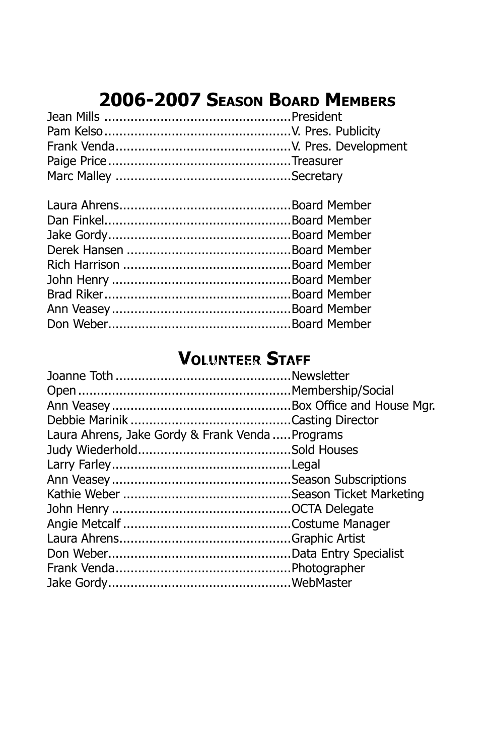## 2006-2007 Season Board Members

Jean Mills ..................................................President
Pam Kelso..................................................V. Pres. Publicity
Frank Venda...............................................V. Pres. Development
Paige Price.................................................Treasurer
Marc Malley ...............................................Secretary

Laura Ahrens..............................................Board Member
Dan Finkel..................................................Board Member
Jake Gordy.................................................Board Member
Derek Hansen ............................................Board Member
Rich Harrison .............................................Board Member
John Henry ................................................Board Member
Brad Riker..................................................Board Member
Ann Veasey................................................Board Member
Don Weber.................................................Board Member

## Volunteer Staff

Joanne Toth...............................................Newsletter
Open.........................................................Membership/Social
Ann Veasey................................................Box Office and House Mgr.
Debbie Marinik...........................................Casting Director
Laura Ahrens, Jake Gordy & Frank Venda.....Programs
Judy Wiederhold.........................................Sold Houses
Larry Farley................................................Legal
Ann Veasey................................................Season Subscriptions
Kathie Weber .............................................Season Ticket Marketing
John Henry ................................................OCTA Delegate
Angie Metcalf .............................................Costume Manager
Laura Ahrens..............................................Graphic Artist
Don Weber.................................................Data Entry Specialist
Frank Venda...............................................Photographer
Jake Gordy.................................................WebMaster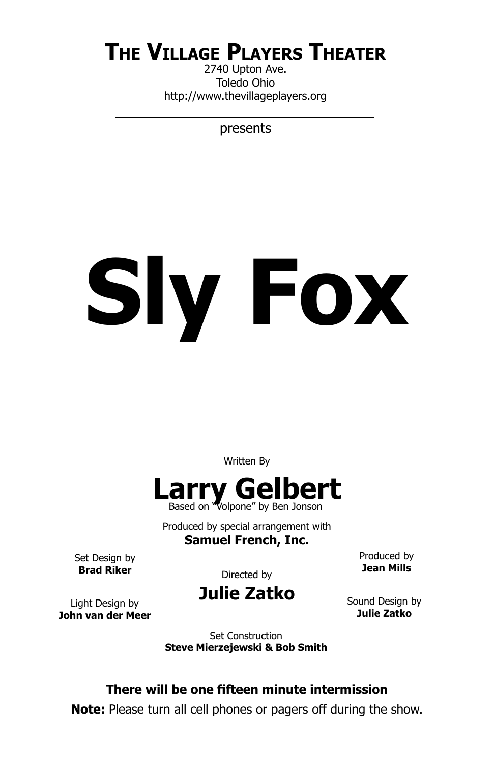# The Village Players Theater

2740 Upton Ave.
Toledo Ohio
http://www.thevillageplayers.org

---

presents

# Sly Fox

Written By

## Larry Gelbert

Based on "Volpone" by Ben Jonson

Produced by special arrangement with
**Samuel French, Inc.**

Set Design by
**Brad Riker**

Light Design by
**John van der Meer**

Directed by
## Julie Zatko

Produced by
**Jean Mills**

Sound Design by
**Julie Zatko**

Set Construction
**Steve Mierzejewski & Bob Smith**

**There will be one fifteen minute intermission**

**Note:** Please turn all cell phones or pagers off during the show.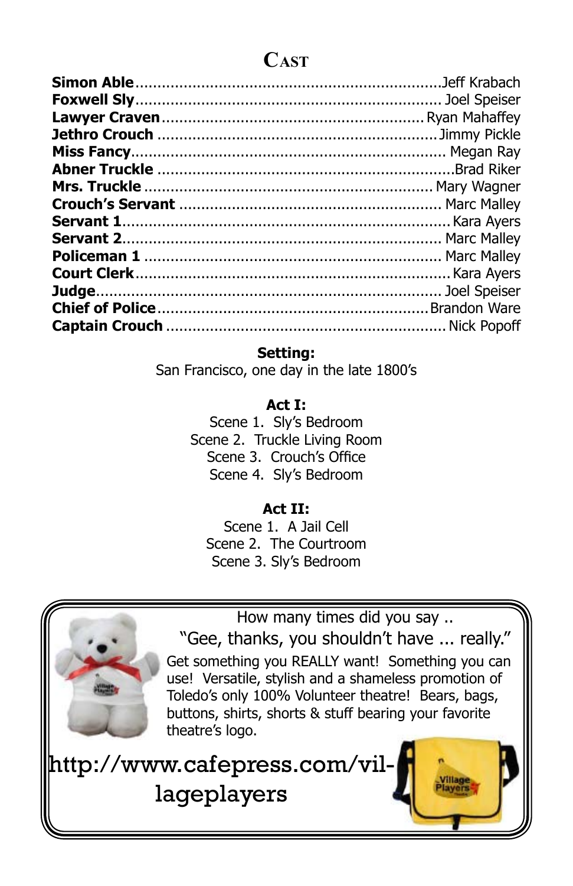# Cast

| | |
|---|---|
| **Simon Able** | Jeff Krabach |
| **Foxwell Sly** | Joel Speiser |
| **Lawyer Craven** | Ryan Mahaffey |
| **Jethro Crouch** | Jimmy Pickle |
| **Miss Fancy** | Megan Ray |
| **Abner Truckle** | Brad Riker |
| **Mrs. Truckle** | Mary Wagner |
| **Crouch's Servant** | Marc Malley |
| **Servant 1** | Kara Ayers |
| **Servant 2** | Marc Malley |
| **Policeman 1** | Marc Malley |
| **Court Clerk** | Kara Ayers |
| **Judge** | Joel Speiser |
| **Chief of Police** | Brandon Ware |
| **Captain Crouch** | Nick Popoff |

**Setting:**
San Francisco, one day in the late 1800's

**Act I:**
Scene 1. Sly's Bedroom
Scene 2. Truckle Living Room
Scene 3. Crouch's Office
Scene 4. Sly's Bedroom

**Act II:**
Scene 1. A Jail Cell
Scene 2. The Courtroom
Scene 3. Sly's Bedroom

How many times did you say ..
"Gee, thanks, you shouldn't have ... really."
Get something you REALLY want! Something you can use! Versatile, stylish and a shameless promotion of Toledo's only 100% Volunteer theatre! Bears, bags, buttons, shirts, shorts & stuff bearing your favorite theatre's logo.

http://www.cafepress.com/villageplayers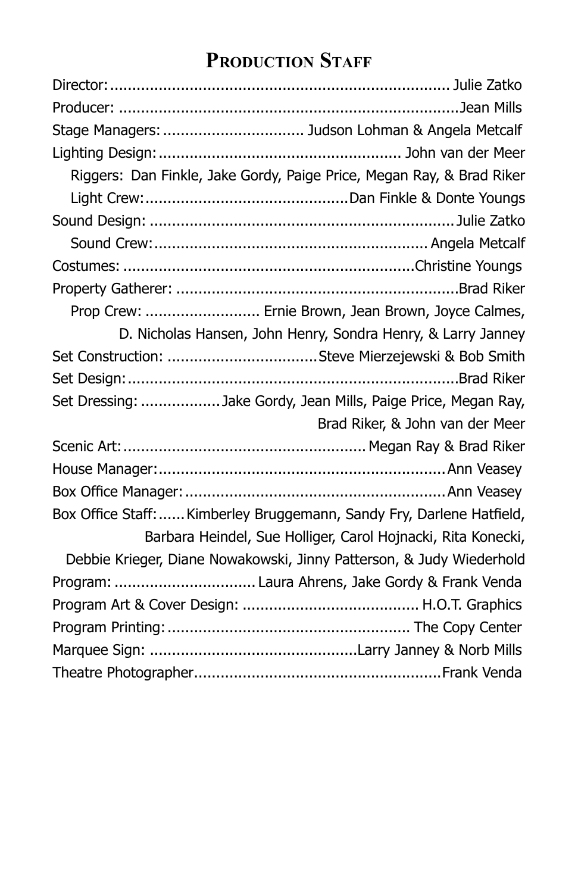## Production Staff

Director: Julie Zatko

Producer: Jean Mills

Stage Managers: Judson Lohman & Angela Metcalf

Lighting Design: John van der Meer

- Riggers: Dan Finkle, Jake Gordy, Paige Price, Megan Ray, & Brad Riker
- Light Crew: Dan Finkle & Donte Youngs

Sound Design: Julie Zatko

- Sound Crew: Angela Metcalf

Costumes: Christine Youngs

Property Gatherer: Brad Riker

- Prop Crew: Ernie Brown, Jean Brown, Joyce Calmes, D. Nicholas Hansen, John Henry, Sondra Henry, & Larry Janney

Set Construction: Steve Mierzejewski & Bob Smith

Set Design: Brad Riker

Set Dressing: Jake Gordy, Jean Mills, Paige Price, Megan Ray, Brad Riker, & John van der Meer

Scenic Art: Megan Ray & Brad Riker

House Manager: Ann Veasey

Box Office Manager: Ann Veasey

Box Office Staff: Kimberley Bruggemann, Sandy Fry, Darlene Hatfield, Barbara Heindel, Sue Holliger, Carol Hojnacki, Rita Konecki, Debbie Krieger, Diane Nowakowski, Jinny Patterson, & Judy Wiederhold

Program: Laura Ahrens, Jake Gordy & Frank Venda

Program Art & Cover Design: H.O.T. Graphics

Program Printing: The Copy Center

Marquee Sign: Larry Janney & Norb Mills

Theatre Photographer Frank Venda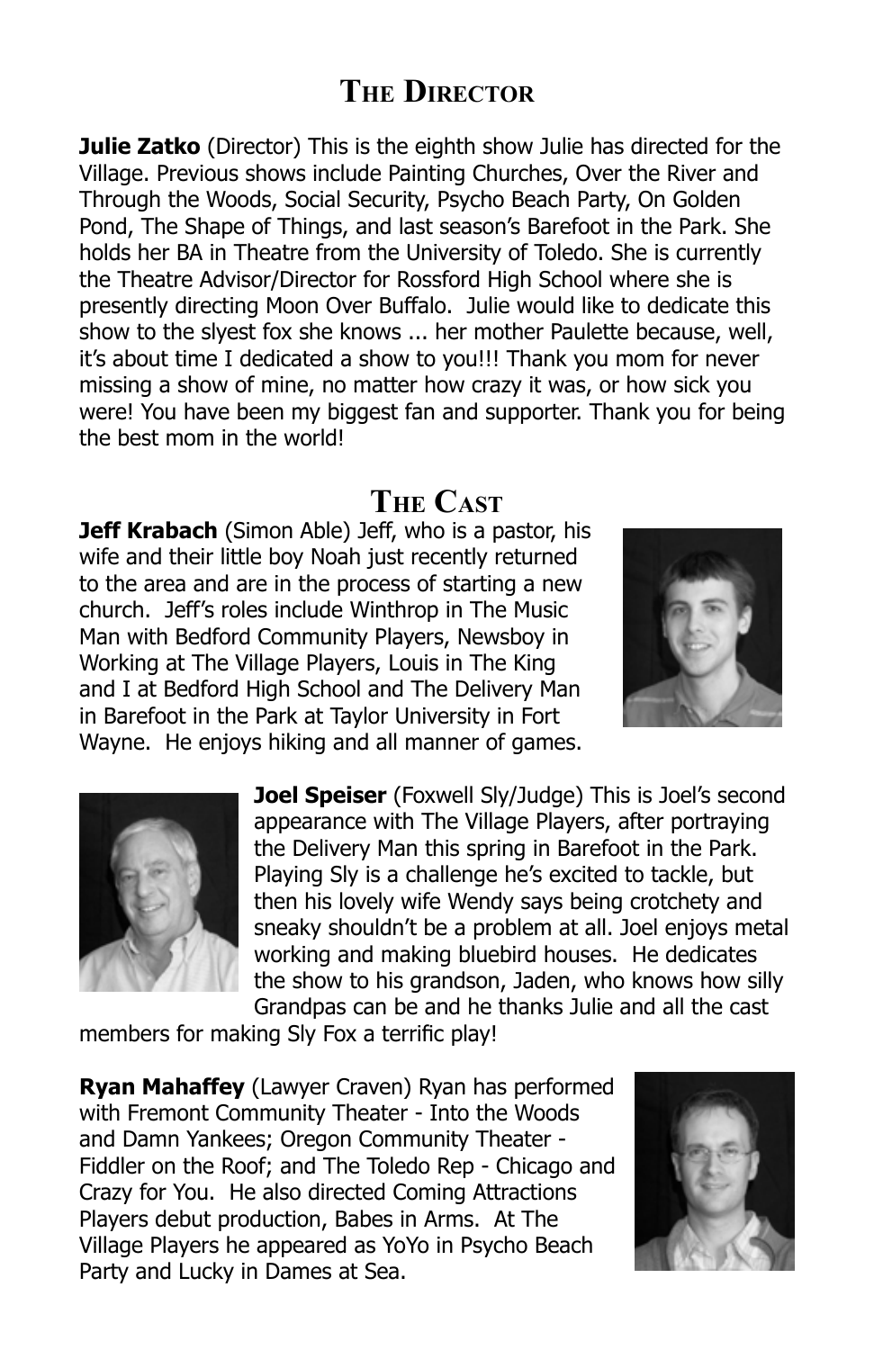## The Director

**Julie Zatko** (Director) This is the eighth show Julie has directed for the Village. Previous shows include Painting Churches, Over the River and Through the Woods, Social Security, Psycho Beach Party, On Golden Pond, The Shape of Things, and last season's Barefoot in the Park. She holds her BA in Theatre from the University of Toledo. She is currently the Theatre Advisor/Director for Rossford High School where she is presently directing Moon Over Buffalo. Julie would like to dedicate this show to the slyest fox she knows ... her mother Paulette because, well, it's about time I dedicated a show to you!!! Thank you mom for never missing a show of mine, no matter how crazy it was, or how sick you were! You have been my biggest fan and supporter. Thank you for being the best mom in the world!

## The Cast

**Jeff Krabach** (Simon Able) Jeff, who is a pastor, his wife and their little boy Noah just recently returned to the area and are in the process of starting a new church. Jeff's roles include Winthrop in The Music Man with Bedford Community Players, Newsboy in Working at The Village Players, Louis in The King and I at Bedford High School and The Delivery Man in Barefoot in the Park at Taylor University in Fort Wayne. He enjoys hiking and all manner of games.

**Joel Speiser** (Foxwell Sly/Judge) This is Joel's second appearance with The Village Players, after portraying the Delivery Man this spring in Barefoot in the Park. Playing Sly is a challenge he's excited to tackle, but then his lovely wife Wendy says being crotchety and sneaky shouldn't be a problem at all. Joel enjoys metal working and making bluebird houses. He dedicates the show to his grandson, Jaden, who knows how silly Grandpas can be and he thanks Julie and all the cast members for making Sly Fox a terrific play!

**Ryan Mahaffey** (Lawyer Craven) Ryan has performed with Fremont Community Theater - Into the Woods and Damn Yankees; Oregon Community Theater - Fiddler on the Roof; and The Toledo Rep - Chicago and Crazy for You. He also directed Coming Attractions Players debut production, Babes in Arms. At The Village Players he appeared as YoYo in Psycho Beach Party and Lucky in Dames at Sea.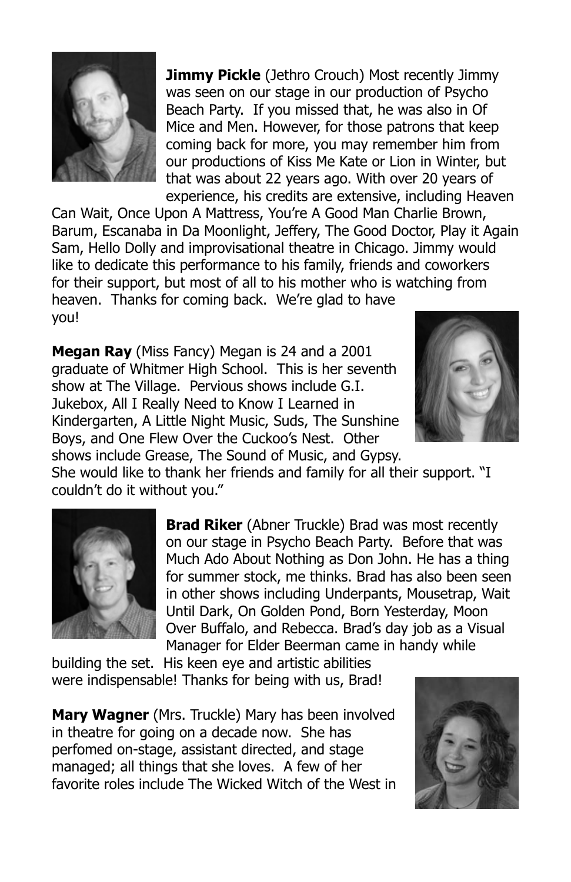**Jimmy Pickle** (Jethro Crouch) Most recently Jimmy was seen on our stage in our production of Psycho Beach Party. If you missed that, he was also in Of Mice and Men. However, for those patrons that keep coming back for more, you may remember him from our productions of Kiss Me Kate or Lion in Winter, but that was about 22 years ago. With over 20 years of experience, his credits are extensive, including Heaven Can Wait, Once Upon A Mattress, You're A Good Man Charlie Brown, Barum, Escanaba in Da Moonlight, Jeffery, The Good Doctor, Play it Again Sam, Hello Dolly and improvisational theatre in Chicago. Jimmy would like to dedicate this performance to his family, friends and coworkers for their support, but most of all to his mother who is watching from heaven. Thanks for coming back. We're glad to have you!

**Megan Ray** (Miss Fancy) Megan is 24 and a 2001 graduate of Whitmer High School. This is her seventh show at The Village. Pervious shows include G.I. Jukebox, All I Really Need to Know I Learned in Kindergarten, A Little Night Music, Suds, The Sunshine Boys, and One Flew Over the Cuckoo's Nest. Other shows include Grease, The Sound of Music, and Gypsy. She would like to thank her friends and family for all their support. "I couldn't do it without you."

**Brad Riker** (Abner Truckle) Brad was most recently on our stage in Psycho Beach Party. Before that was Much Ado About Nothing as Don John. He has a thing for summer stock, me thinks. Brad has also been seen in other shows including Underpants, Mousetrap, Wait Until Dark, On Golden Pond, Born Yesterday, Moon Over Buffalo, and Rebecca. Brad's day job as a Visual Manager for Elder Beerman came in handy while building the set. His keen eye and artistic abilities were indispensable! Thanks for being with us, Brad!

**Mary Wagner** (Mrs. Truckle) Mary has been involved in theatre for going on a decade now. She has perfomed on-stage, assistant directed, and stage managed; all things that she loves. A few of her favorite roles include The Wicked Witch of the West in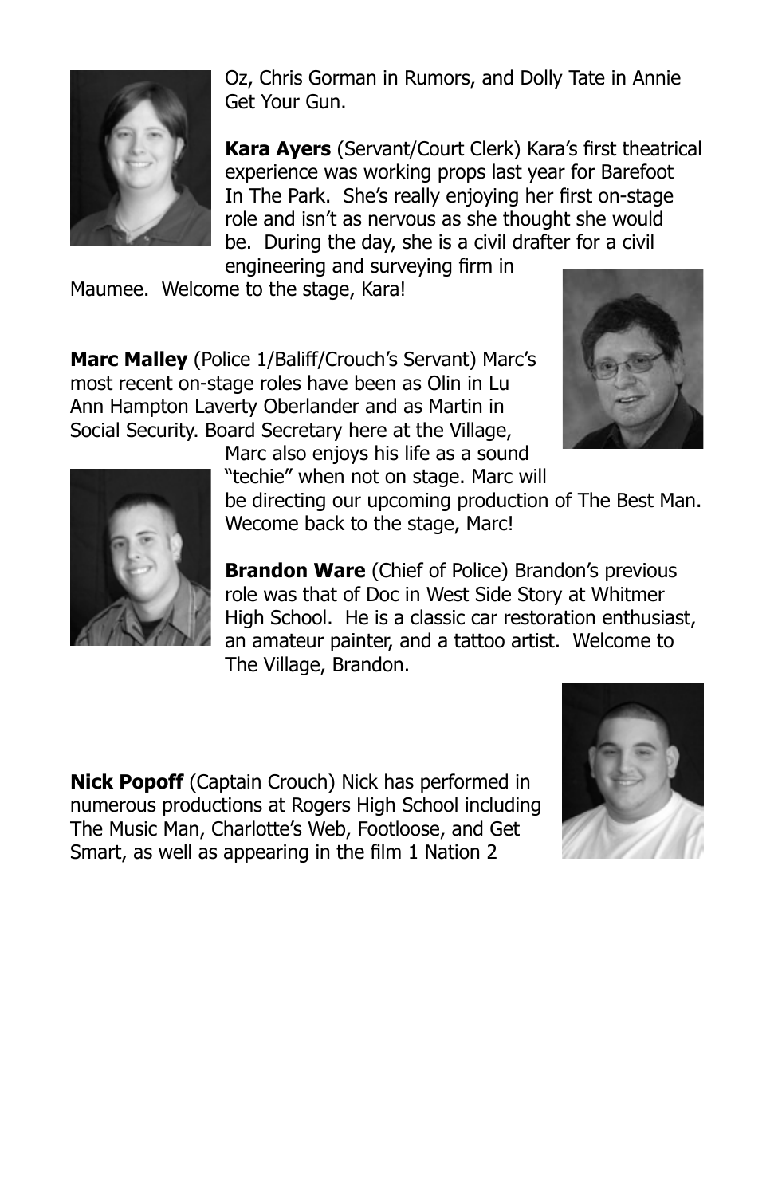Oz, Chris Gorman in Rumors, and Dolly Tate in Annie Get Your Gun.

**Kara Ayers** (Servant/Court Clerk) Kara's first theatrical experience was working props last year for Barefoot In The Park. She's really enjoying her first on-stage role and isn't as nervous as she thought she would be. During the day, she is a civil drafter for a civil engineering and surveying firm in Maumee. Welcome to the stage, Kara!

**Marc Malley** (Police 1/Baliff/Crouch's Servant) Marc's most recent on-stage roles have been as Olin in Lu Ann Hampton Laverty Oberlander and as Martin in Social Security. Board Secretary here at the Village, Marc also enjoys his life as a sound "techie" when not on stage. Marc will be directing our upcoming production of The Best Man. Wecome back to the stage, Marc!

**Brandon Ware** (Chief of Police) Brandon's previous role was that of Doc in West Side Story at Whitmer High School. He is a classic car restoration enthusiast, an amateur painter, and a tattoo artist. Welcome to The Village, Brandon.

**Nick Popoff** (Captain Crouch) Nick has performed in numerous productions at Rogers High School including The Music Man, Charlotte's Web, Footloose, and Get Smart, as well as appearing in the film 1 Nation 2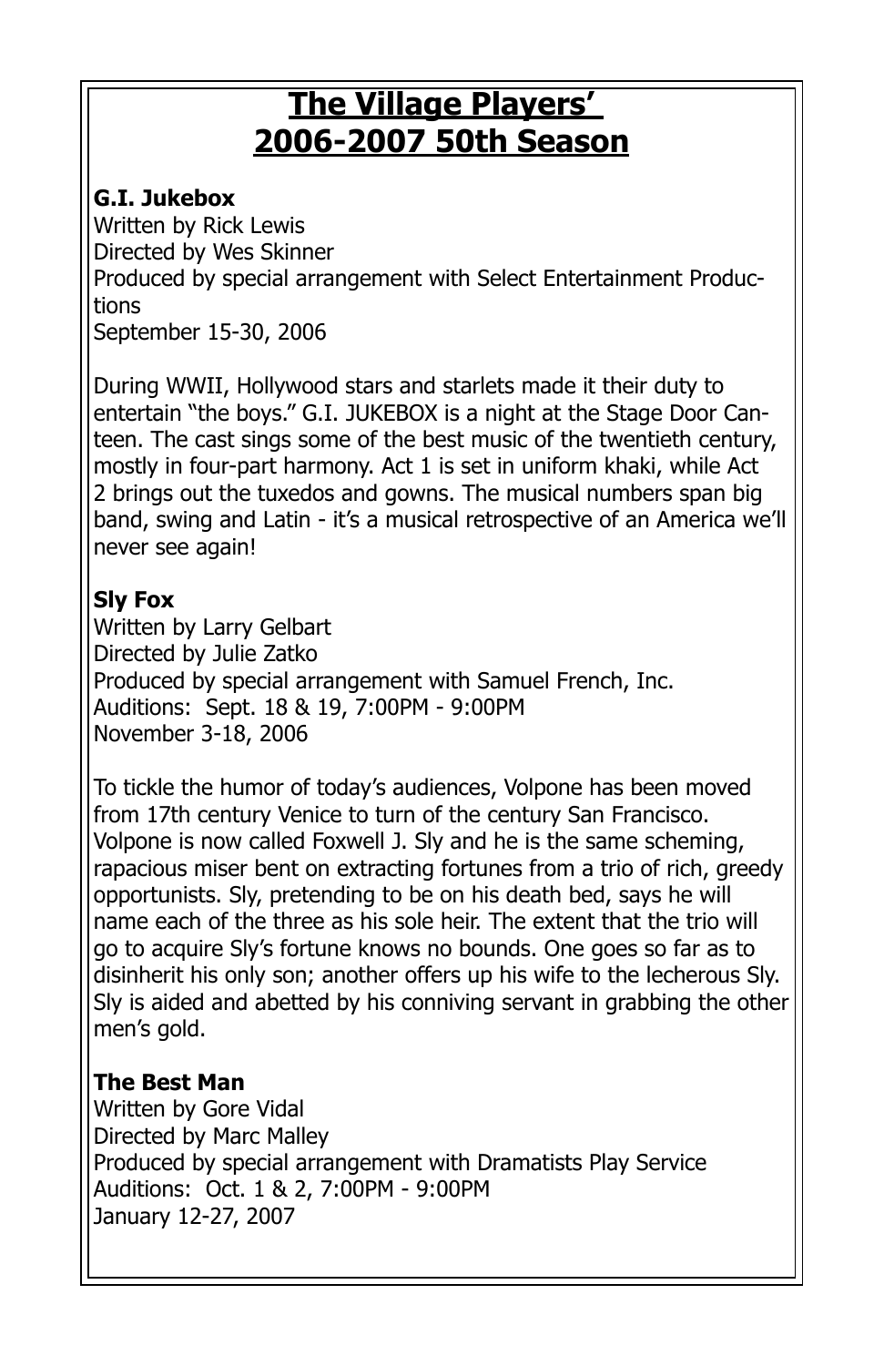# The Village Players' 2006-2007 50th Season

**G.I. Jukebox**
Written by Rick Lewis
Directed by Wes Skinner
Produced by special arrangement with Select Entertainment Productions
September 15-30, 2006

During WWII, Hollywood stars and starlets made it their duty to entertain "the boys." G.I. JUKEBOX is a night at the Stage Door Canteen. The cast sings some of the best music of the twentieth century, mostly in four-part harmony. Act 1 is set in uniform khaki, while Act 2 brings out the tuxedos and gowns. The musical numbers span big band, swing and Latin - it's a musical retrospective of an America we'll never see again!

**Sly Fox**
Written by Larry Gelbart
Directed by Julie Zatko
Produced by special arrangement with Samuel French, Inc.
Auditions: Sept. 18 & 19, 7:00PM - 9:00PM
November 3-18, 2006

To tickle the humor of today's audiences, Volpone has been moved from 17th century Venice to turn of the century San Francisco. Volpone is now called Foxwell J. Sly and he is the same scheming, rapacious miser bent on extracting fortunes from a trio of rich, greedy opportunists. Sly, pretending to be on his death bed, says he will name each of the three as his sole heir. The extent that the trio will go to acquire Sly's fortune knows no bounds. One goes so far as to disinherit his only son; another offers up his wife to the lecherous Sly. Sly is aided and abetted by his conniving servant in grabbing the other men's gold.

**The Best Man**
Written by Gore Vidal
Directed by Marc Malley
Produced by special arrangement with Dramatists Play Service
Auditions: Oct. 1 & 2, 7:00PM - 9:00PM
January 12-27, 2007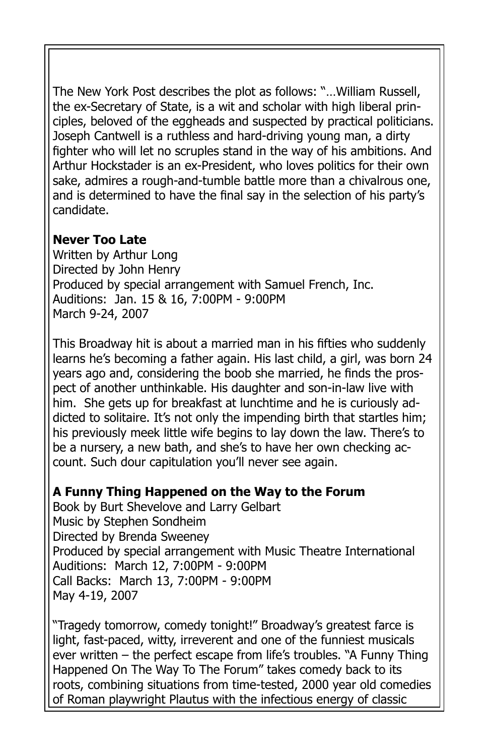The New York Post describes the plot as follows: "…William Russell, the ex-Secretary of State, is a wit and scholar with high liberal principles, beloved of the eggheads and suspected by practical politicians. Joseph Cantwell is a ruthless and hard-driving young man, a dirty fighter who will let no scruples stand in the way of his ambitions. And Arthur Hockstader is an ex-President, who loves politics for their own sake, admires a rough-and-tumble battle more than a chivalrous one, and is determined to have the final say in the selection of his party's candidate.

**Never Too Late**
Written by Arthur Long
Directed by John Henry
Produced by special arrangement with Samuel French, Inc.
Auditions: Jan. 15 & 16, 7:00PM - 9:00PM
March 9-24, 2007

This Broadway hit is about a married man in his fifties who suddenly learns he's becoming a father again. His last child, a girl, was born 24 years ago and, considering the boob she married, he finds the prospect of another unthinkable. His daughter and son-in-law live with him. She gets up for breakfast at lunchtime and he is curiously addicted to solitaire. It's not only the impending birth that startles him; his previously meek little wife begins to lay down the law. There's to be a nursery, a new bath, and she's to have her own checking account. Such dour capitulation you'll never see again.

**A Funny Thing Happened on the Way to the Forum**
Book by Burt Shevelove and Larry Gelbart
Music by Stephen Sondheim
Directed by Brenda Sweeney
Produced by special arrangement with Music Theatre International
Auditions: March 12, 7:00PM - 9:00PM
Call Backs: March 13, 7:00PM - 9:00PM
May 4-19, 2007

"Tragedy tomorrow, comedy tonight!" Broadway's greatest farce is light, fast-paced, witty, irreverent and one of the funniest musicals ever written – the perfect escape from life's troubles. "A Funny Thing Happened On The Way To The Forum" takes comedy back to its roots, combining situations from time-tested, 2000 year old comedies of Roman playwright Plautus with the infectious energy of classic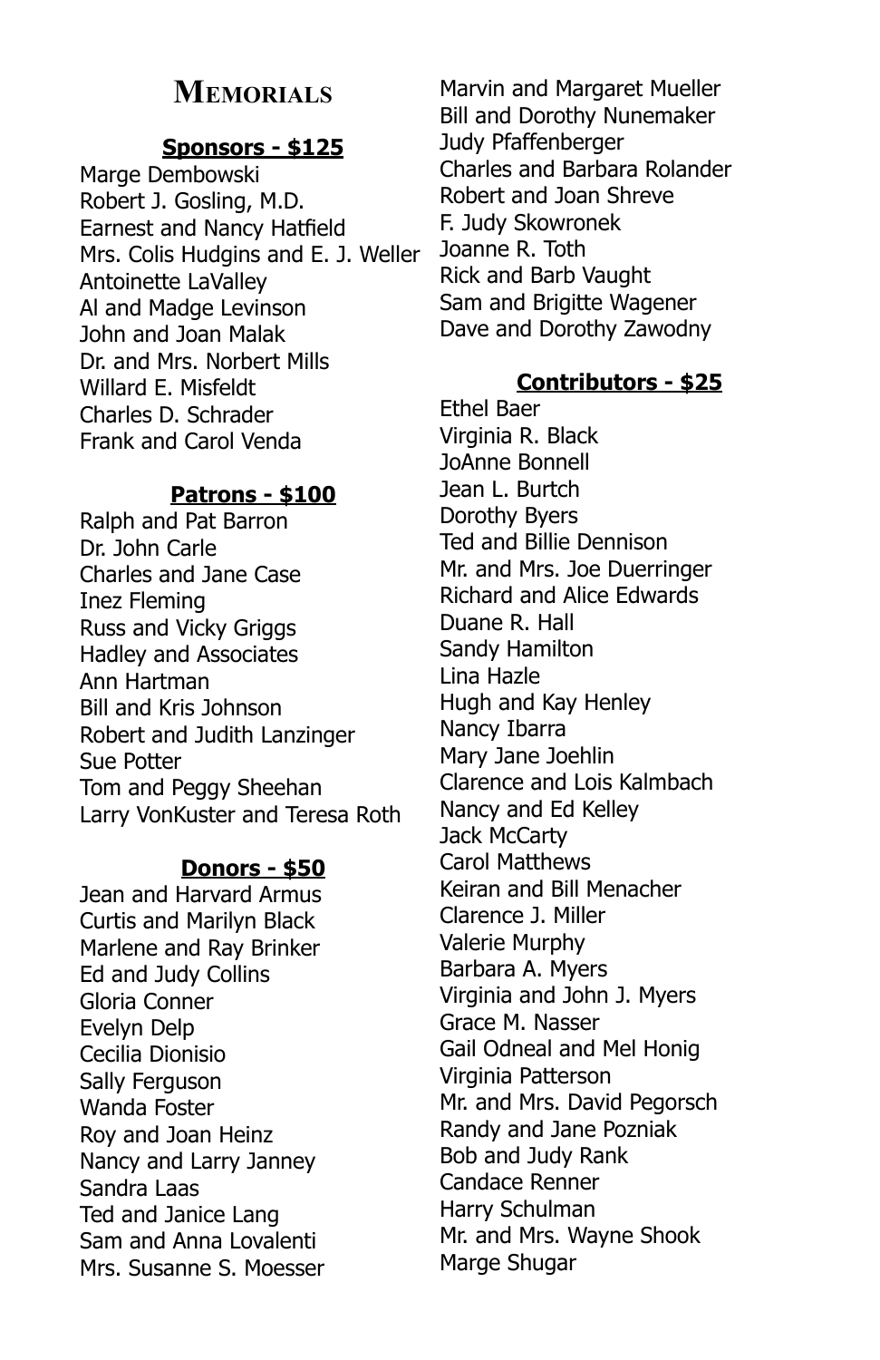# Memorials

**Sponsors - $125**

Marge Dembowski
Robert J. Gosling, M.D.
Earnest and Nancy Hatfield
Mrs. Colis Hudgins and E. J. Weller
Antoinette LaValley
Al and Madge Levinson
John and Joan Malak
Dr. and Mrs. Norbert Mills
Willard E. Misfeldt
Charles D. Schrader
Frank and Carol Venda

**Patrons - $100**

Ralph and Pat Barron
Dr. John Carle
Charles and Jane Case
Inez Fleming
Russ and Vicky Griggs
Hadley and Associates
Ann Hartman
Bill and Kris Johnson
Robert and Judith Lanzinger
Sue Potter
Tom and Peggy Sheehan
Larry VonKuster and Teresa Roth

**Donors - $50**

Jean and Harvard Armus
Curtis and Marilyn Black
Marlene and Ray Brinker
Ed and Judy Collins
Gloria Conner
Evelyn Delp
Cecilia Dionisio
Sally Ferguson
Wanda Foster
Roy and Joan Heinz
Nancy and Larry Janney
Sandra Laas
Ted and Janice Lang
Sam and Anna Lovalenti
Mrs. Susanne S. Moesser
Marvin and Margaret Mueller
Bill and Dorothy Nunemaker
Judy Pfaffenberger
Charles and Barbara Rolander
Robert and Joan Shreve
F. Judy Skowronek
Joanne R. Toth
Rick and Barb Vaught
Sam and Brigitte Wagener
Dave and Dorothy Zawodny

**Contributors - $25**

Ethel Baer
Virginia R. Black
JoAnne Bonnell
Jean L. Burtch
Dorothy Byers
Ted and Billie Dennison
Mr. and Mrs. Joe Duerringer
Richard and Alice Edwards
Duane R. Hall
Sandy Hamilton
Lina Hazle
Hugh and Kay Henley
Nancy Ibarra
Mary Jane Joehlin
Clarence and Lois Kalmbach
Nancy and Ed Kelley
Jack McCarty
Carol Matthews
Keiran and Bill Menacher
Clarence J. Miller
Valerie Murphy
Barbara A. Myers
Virginia and John J. Myers
Grace M. Nasser
Gail Odneal and Mel Honig
Virginia Patterson
Mr. and Mrs. David Pegorsch
Randy and Jane Pozniak
Bob and Judy Rank
Candace Renner
Harry Schulman
Mr. and Mrs. Wayne Shook
Marge Shugar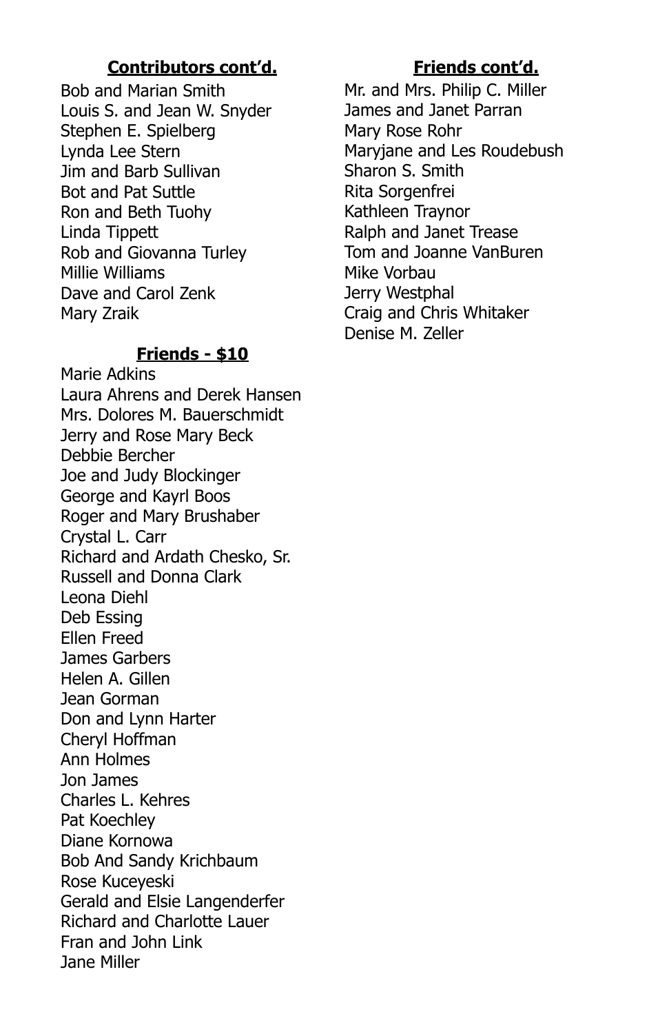## **Contributors cont'd.**

Bob and Marian Smith
Louis S. and Jean W. Snyder
Stephen E. Spielberg
Lynda Lee Stern
Jim and Barb Sullivan
Bot and Pat Suttle
Ron and Beth Tuohy
Linda Tippett
Rob and Giovanna Turley
Millie Williams
Dave and Carol Zenk
Mary Zraik

## **Friends - $10**

Marie Adkins
Laura Ahrens and Derek Hansen
Mrs. Dolores M. Bauerschmidt
Jerry and Rose Mary Beck
Debbie Bercher
Joe and Judy Blockinger
George and Kayrl Boos
Roger and Mary Brushaber
Crystal L. Carr
Richard and Ardath Chesko, Sr.
Russell and Donna Clark
Leona Diehl
Deb Essing
Ellen Freed
James Garbers
Helen A. Gillen
Jean Gorman
Don and Lynn Harter
Cheryl Hoffman
Ann Holmes
Jon James
Charles L. Kehres
Pat Koechley
Diane Kornowa
Bob And Sandy Krichbaum
Rose Kuceyeski
Gerald and Elsie Langenderfer
Richard and Charlotte Lauer
Fran and John Link
Jane Miller

## **Friends cont'd.**

Mr. and Mrs. Philip C. Miller
James and Janet Parran
Mary Rose Rohr
Maryjane and Les Roudebush
Sharon S. Smith
Rita Sorgenfrei
Kathleen Traynor
Ralph and Janet Trease
Tom and Joanne VanBuren
Mike Vorbau
Jerry Westphal
Craig and Chris Whitaker
Denise M. Zeller